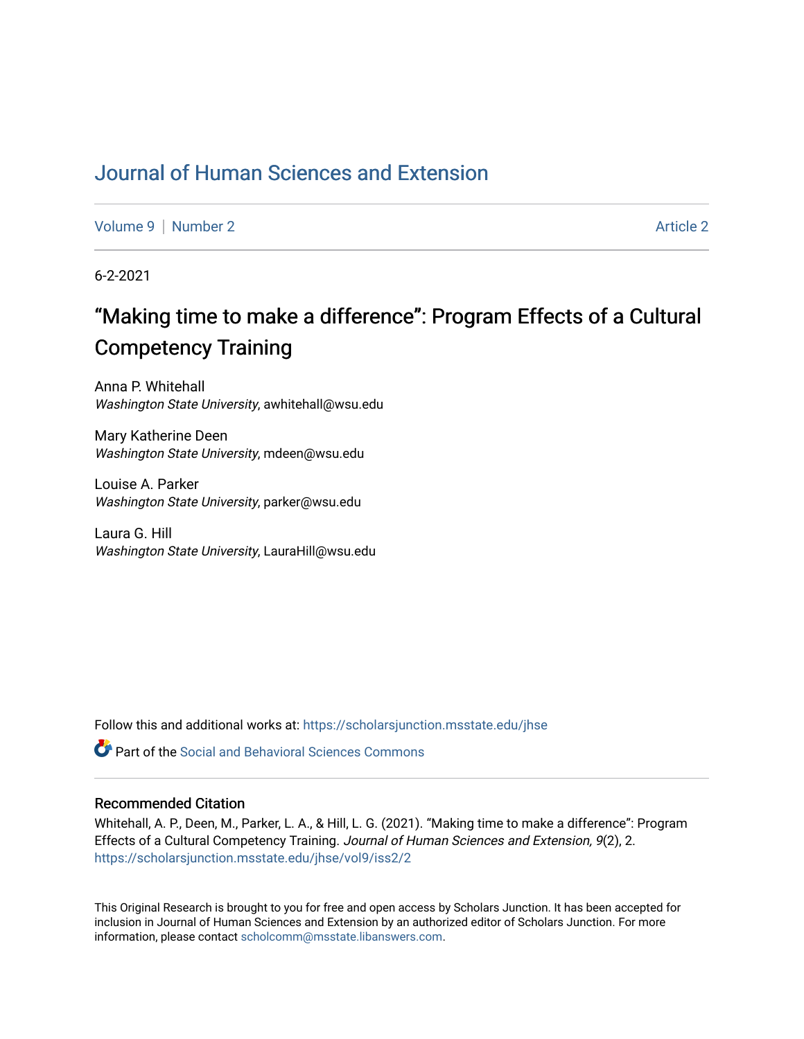# Journal of Human Sciences and Extension

Volume 9 | Number 2 Article 2

6-2-2021

## "Making time to make a difference": Program Effects of a Cultural Competency Training

Anna P. Whitehall
*Washington State University*, awhitehall@wsu.edu

Mary Katherine Deen
*Washington State University*, mdeen@wsu.edu

Louise A. Parker
*Washington State University*, parker@wsu.edu

Laura G. Hill
*Washington State University*, LauraHill@wsu.edu

Follow this and additional works at: https://scholarsjunction.msstate.edu/jhse

Part of the Social and Behavioral Sciences Commons

### Recommended Citation

Whitehall, A. P., Deen, M., Parker, L. A., & Hill, L. G. (2021). "Making time to make a difference": Program Effects of a Cultural Competency Training. *Journal of Human Sciences and Extension, 9*(2), 2. https://scholarsjunction.msstate.edu/jhse/vol9/iss2/2

This Original Research is brought to you for free and open access by Scholars Junction. It has been accepted for inclusion in Journal of Human Sciences and Extension by an authorized editor of Scholars Junction. For more information, please contact scholcomm@msstate.libanswers.com.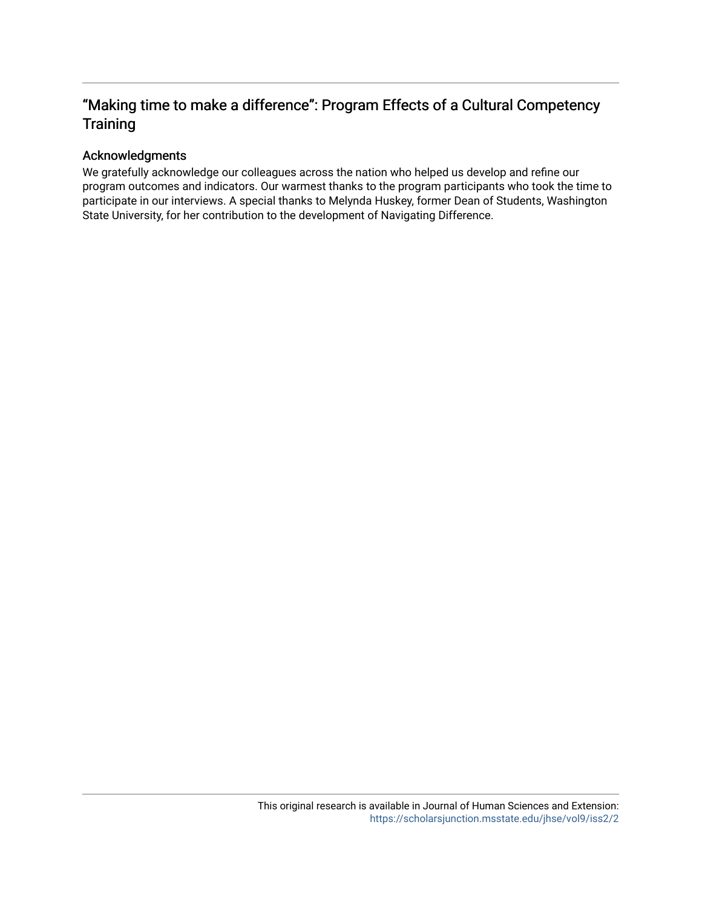# “Making time to make a difference”: Program Effects of a Cultural Competency Training

## Acknowledgments

We gratefully acknowledge our colleagues across the nation who helped us develop and refine our program outcomes and indicators. Our warmest thanks to the program participants who took the time to participate in our interviews. A special thanks to Melynda Huskey, former Dean of Students, Washington State University, for her contribution to the development of Navigating Difference.

This original research is available in Journal of Human Sciences and Extension: https://scholarsjunction.msstate.edu/jhse/vol9/iss2/2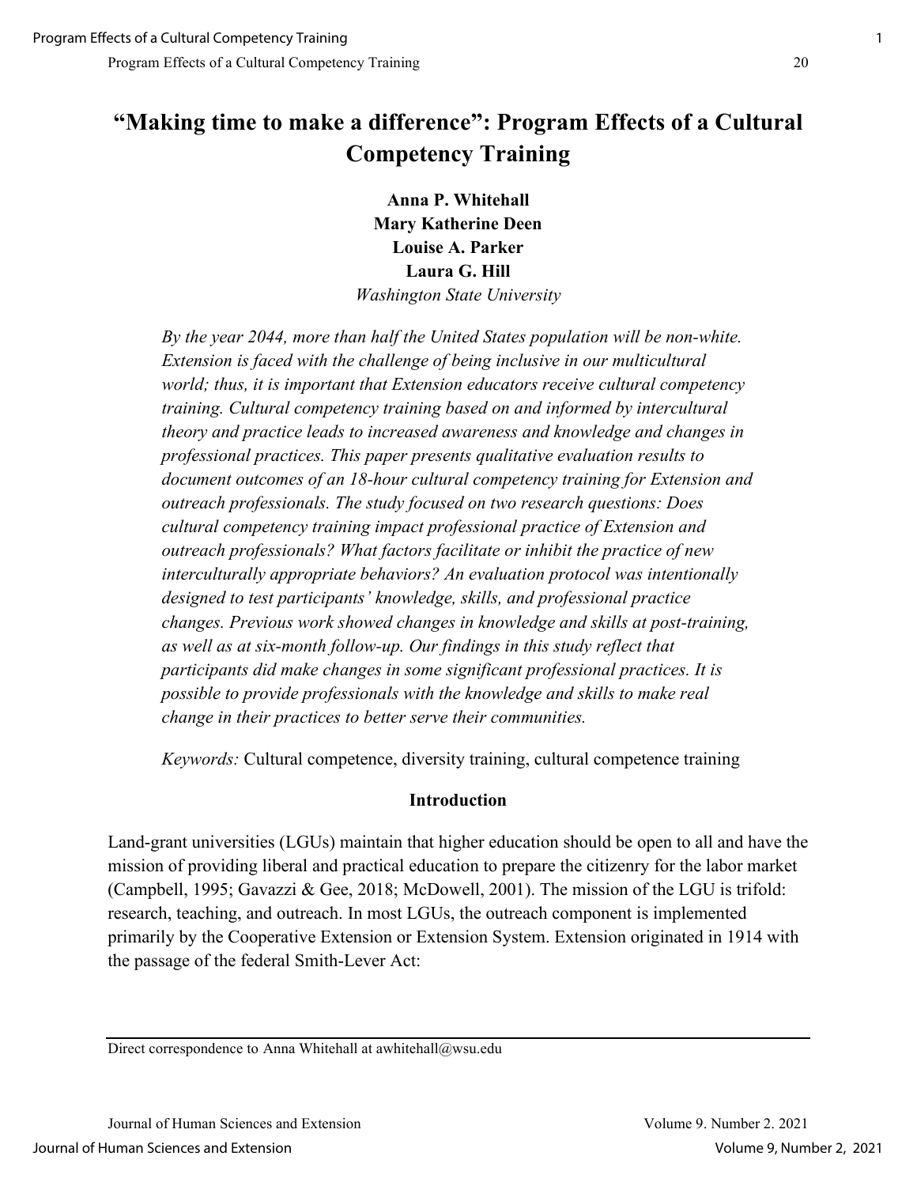# "Making time to make a difference": Program Effects of a Cultural Competency Training

**Anna P. Whitehall**
**Mary Katherine Deen**
**Louise A. Parker**
**Laura G. Hill**
*Washington State University*

*By the year 2044, more than half the United States population will be non-white. Extension is faced with the challenge of being inclusive in our multicultural world; thus, it is important that Extension educators receive cultural competency training. Cultural competency training based on and informed by intercultural theory and practice leads to increased awareness and knowledge and changes in professional practices. This paper presents qualitative evaluation results to document outcomes of an 18-hour cultural competency training for Extension and outreach professionals. The study focused on two research questions: Does cultural competency training impact professional practice of Extension and outreach professionals? What factors facilitate or inhibit the practice of new interculturally appropriate behaviors? An evaluation protocol was intentionally designed to test participants' knowledge, skills, and professional practice changes. Previous work showed changes in knowledge and skills at post-training, as well as at six-month follow-up. Our findings in this study reflect that participants did make changes in some significant professional practices. It is possible to provide professionals with the knowledge and skills to make real change in their practices to better serve their communities.*

*Keywords:* Cultural competence, diversity training, cultural competence training

## Introduction

Land-grant universities (LGUs) maintain that higher education should be open to all and have the mission of providing liberal and practical education to prepare the citizenry for the labor market (Campbell, 1995; Gavazzi & Gee, 2018; McDowell, 2001). The mission of the LGU is trifold: research, teaching, and outreach. In most LGUs, the outreach component is implemented primarily by the Cooperative Extension or Extension System. Extension originated in 1914 with the passage of the federal Smith-Lever Act:

Direct correspondence to Anna Whitehall at awhitehall@wsu.edu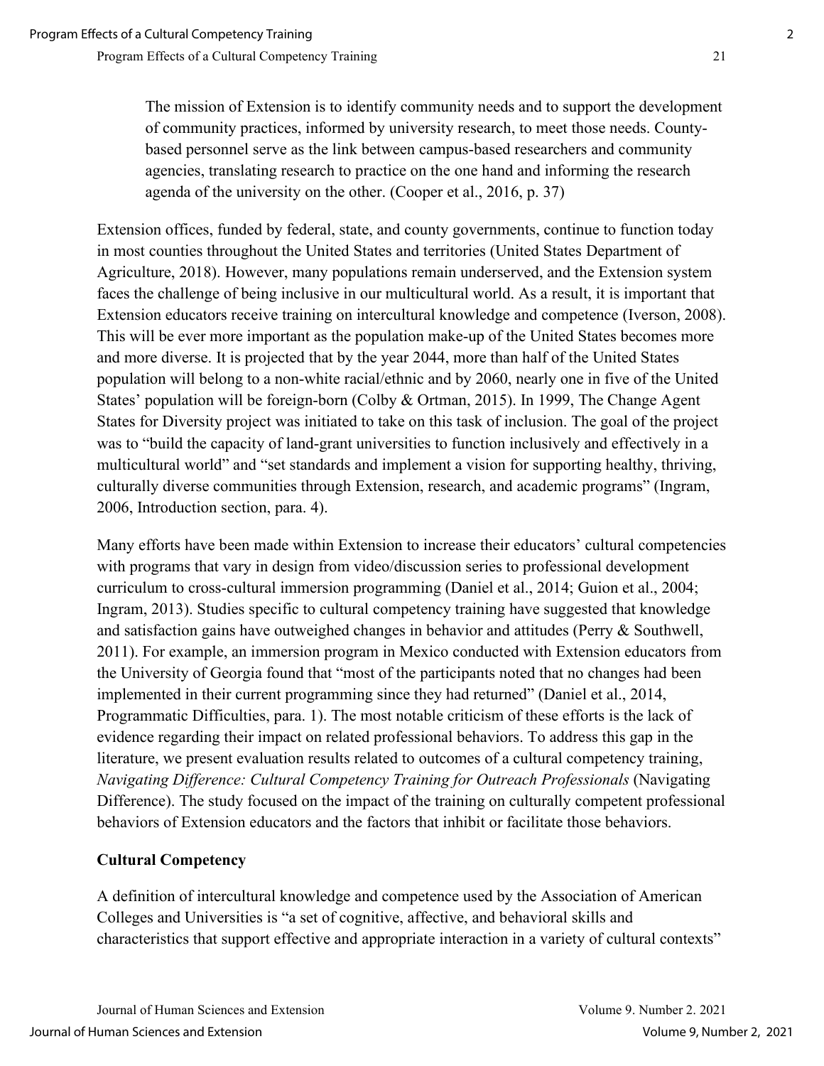> The mission of Extension is to identify community needs and to support the development of community practices, informed by university research, to meet those needs. County-based personnel serve as the link between campus-based researchers and community agencies, translating research to practice on the one hand and informing the research agenda of the university on the other. (Cooper et al., 2016, p. 37)

Extension offices, funded by federal, state, and county governments, continue to function today in most counties throughout the United States and territories (United States Department of Agriculture, 2018). However, many populations remain underserved, and the Extension system faces the challenge of being inclusive in our multicultural world. As a result, it is important that Extension educators receive training on intercultural knowledge and competence (Iverson, 2008). This will be ever more important as the population make-up of the United States becomes more and more diverse. It is projected that by the year 2044, more than half of the United States population will belong to a non-white racial/ethnic and by 2060, nearly one in five of the United States' population will be foreign-born (Colby & Ortman, 2015). In 1999, The Change Agent States for Diversity project was initiated to take on this task of inclusion. The goal of the project was to "build the capacity of land-grant universities to function inclusively and effectively in a multicultural world" and "set standards and implement a vision for supporting healthy, thriving, culturally diverse communities through Extension, research, and academic programs" (Ingram, 2006, Introduction section, para. 4).

Many efforts have been made within Extension to increase their educators' cultural competencies with programs that vary in design from video/discussion series to professional development curriculum to cross-cultural immersion programming (Daniel et al., 2014; Guion et al., 2004; Ingram, 2013). Studies specific to cultural competency training have suggested that knowledge and satisfaction gains have outweighed changes in behavior and attitudes (Perry & Southwell, 2011). For example, an immersion program in Mexico conducted with Extension educators from the University of Georgia found that "most of the participants noted that no changes had been implemented in their current programming since they had returned" (Daniel et al., 2014, Programmatic Difficulties, para. 1). The most notable criticism of these efforts is the lack of evidence regarding their impact on related professional behaviors. To address this gap in the literature, we present evaluation results related to outcomes of a cultural competency training, *Navigating Difference: Cultural Competency Training for Outreach Professionals* (Navigating Difference). The study focused on the impact of the training on culturally competent professional behaviors of Extension educators and the factors that inhibit or facilitate those behaviors.

## Cultural Competency

A definition of intercultural knowledge and competence used by the Association of American Colleges and Universities is "a set of cognitive, affective, and behavioral skills and characteristics that support effective and appropriate interaction in a variety of cultural contexts"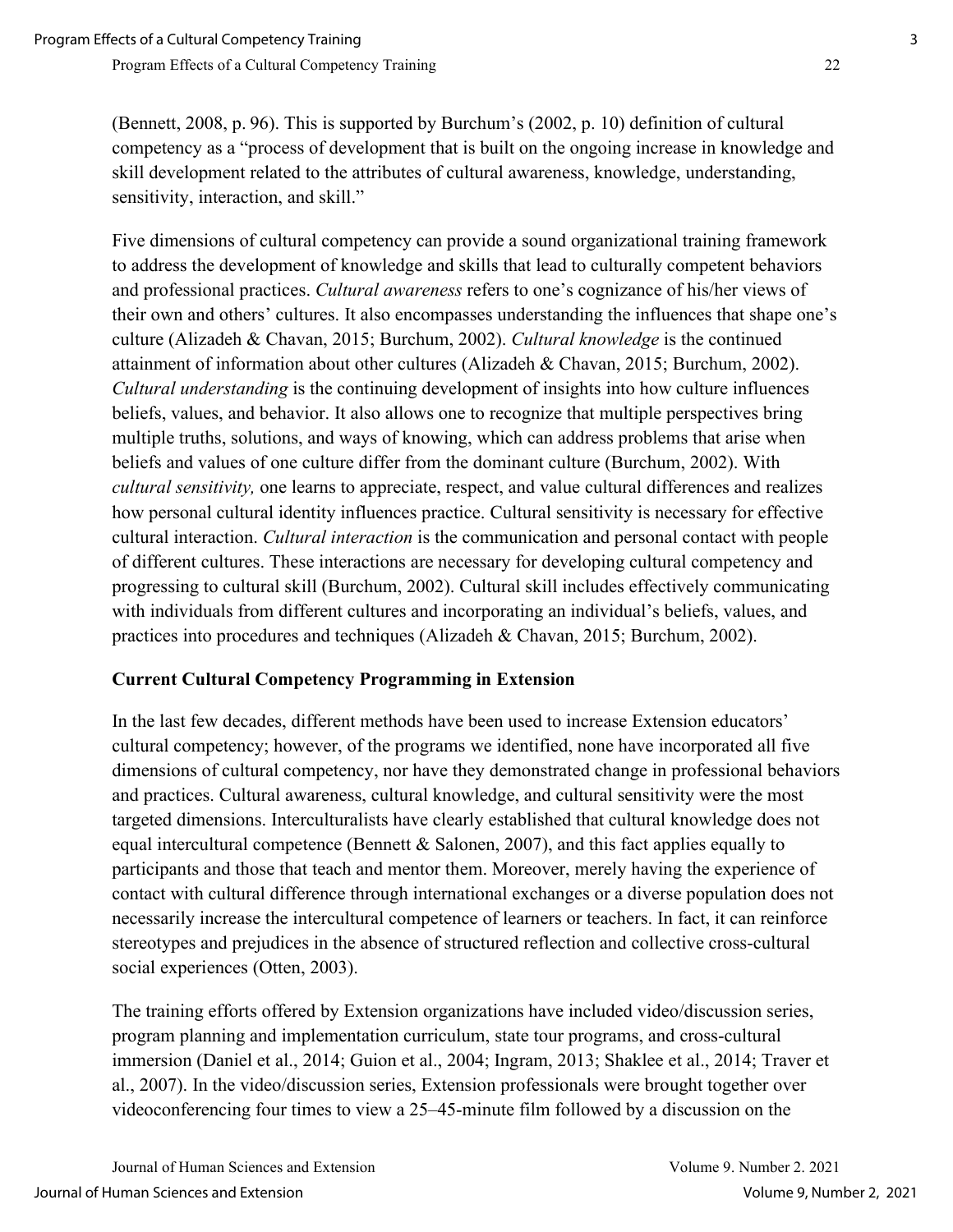(Bennett, 2008, p. 96). This is supported by Burchum's (2002, p. 10) definition of cultural competency as a "process of development that is built on the ongoing increase in knowledge and skill development related to the attributes of cultural awareness, knowledge, understanding, sensitivity, interaction, and skill."

Five dimensions of cultural competency can provide a sound organizational training framework to address the development of knowledge and skills that lead to culturally competent behaviors and professional practices. *Cultural awareness* refers to one's cognizance of his/her views of their own and others' cultures. It also encompasses understanding the influences that shape one's culture (Alizadeh & Chavan, 2015; Burchum, 2002). *Cultural knowledge* is the continued attainment of information about other cultures (Alizadeh & Chavan, 2015; Burchum, 2002). *Cultural understanding* is the continuing development of insights into how culture influences beliefs, values, and behavior. It also allows one to recognize that multiple perspectives bring multiple truths, solutions, and ways of knowing, which can address problems that arise when beliefs and values of one culture differ from the dominant culture (Burchum, 2002). With *cultural sensitivity,* one learns to appreciate, respect, and value cultural differences and realizes how personal cultural identity influences practice. Cultural sensitivity is necessary for effective cultural interaction. *Cultural interaction* is the communication and personal contact with people of different cultures. These interactions are necessary for developing cultural competency and progressing to cultural skill (Burchum, 2002). Cultural skill includes effectively communicating with individuals from different cultures and incorporating an individual's beliefs, values, and practices into procedures and techniques (Alizadeh & Chavan, 2015; Burchum, 2002).

## Current Cultural Competency Programming in Extension

In the last few decades, different methods have been used to increase Extension educators' cultural competency; however, of the programs we identified, none have incorporated all five dimensions of cultural competency, nor have they demonstrated change in professional behaviors and practices. Cultural awareness, cultural knowledge, and cultural sensitivity were the most targeted dimensions. Interculturalists have clearly established that cultural knowledge does not equal intercultural competence (Bennett & Salonen, 2007), and this fact applies equally to participants and those that teach and mentor them. Moreover, merely having the experience of contact with cultural difference through international exchanges or a diverse population does not necessarily increase the intercultural competence of learners or teachers. In fact, it can reinforce stereotypes and prejudices in the absence of structured reflection and collective cross-cultural social experiences (Otten, 2003).

The training efforts offered by Extension organizations have included video/discussion series, program planning and implementation curriculum, state tour programs, and cross-cultural immersion (Daniel et al., 2014; Guion et al., 2004; Ingram, 2013; Shaklee et al., 2014; Traver et al., 2007). In the video/discussion series, Extension professionals were brought together over videoconferencing four times to view a 25–45-minute film followed by a discussion on the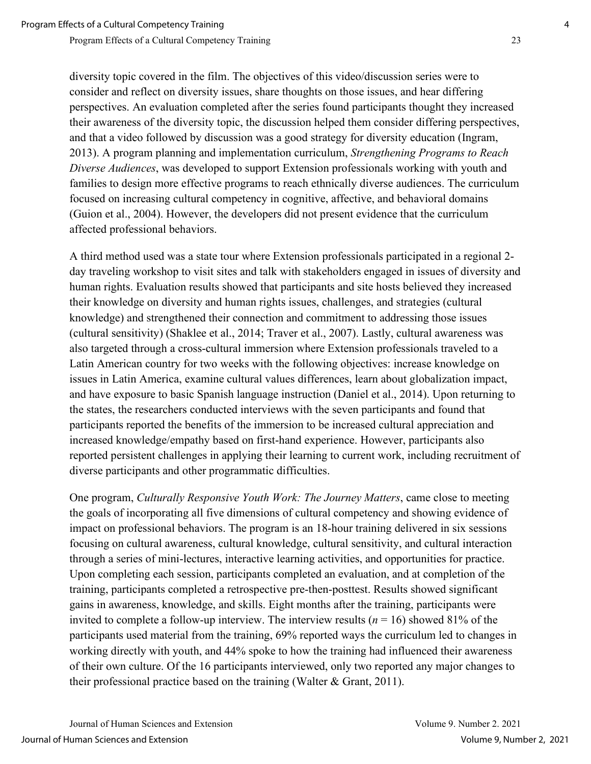diversity topic covered in the film. The objectives of this video/discussion series were to consider and reflect on diversity issues, share thoughts on those issues, and hear differing perspectives. An evaluation completed after the series found participants thought they increased their awareness of the diversity topic, the discussion helped them consider differing perspectives, and that a video followed by discussion was a good strategy for diversity education (Ingram, 2013). A program planning and implementation curriculum, *Strengthening Programs to Reach Diverse Audiences*, was developed to support Extension professionals working with youth and families to design more effective programs to reach ethnically diverse audiences. The curriculum focused on increasing cultural competency in cognitive, affective, and behavioral domains (Guion et al., 2004). However, the developers did not present evidence that the curriculum affected professional behaviors.

A third method used was a state tour where Extension professionals participated in a regional 2-day traveling workshop to visit sites and talk with stakeholders engaged in issues of diversity and human rights. Evaluation results showed that participants and site hosts believed they increased their knowledge on diversity and human rights issues, challenges, and strategies (cultural knowledge) and strengthened their connection and commitment to addressing those issues (cultural sensitivity) (Shaklee et al., 2014; Traver et al., 2007). Lastly, cultural awareness was also targeted through a cross-cultural immersion where Extension professionals traveled to a Latin American country for two weeks with the following objectives: increase knowledge on issues in Latin America, examine cultural values differences, learn about globalization impact, and have exposure to basic Spanish language instruction (Daniel et al., 2014). Upon returning to the states, the researchers conducted interviews with the seven participants and found that participants reported the benefits of the immersion to be increased cultural appreciation and increased knowledge/empathy based on first-hand experience. However, participants also reported persistent challenges in applying their learning to current work, including recruitment of diverse participants and other programmatic difficulties.

One program, *Culturally Responsive Youth Work: The Journey Matters*, came close to meeting the goals of incorporating all five dimensions of cultural competency and showing evidence of impact on professional behaviors. The program is an 18-hour training delivered in six sessions focusing on cultural awareness, cultural knowledge, cultural sensitivity, and cultural interaction through a series of mini-lectures, interactive learning activities, and opportunities for practice. Upon completing each session, participants completed an evaluation, and at completion of the training, participants completed a retrospective pre-then-posttest. Results showed significant gains in awareness, knowledge, and skills. Eight months after the training, participants were invited to complete a follow-up interview. The interview results ($n$ = 16) showed 81% of the participants used material from the training, 69% reported ways the curriculum led to changes in working directly with youth, and 44% spoke to how the training had influenced their awareness of their own culture. Of the 16 participants interviewed, only two reported any major changes to their professional practice based on the training (Walter & Grant, 2011).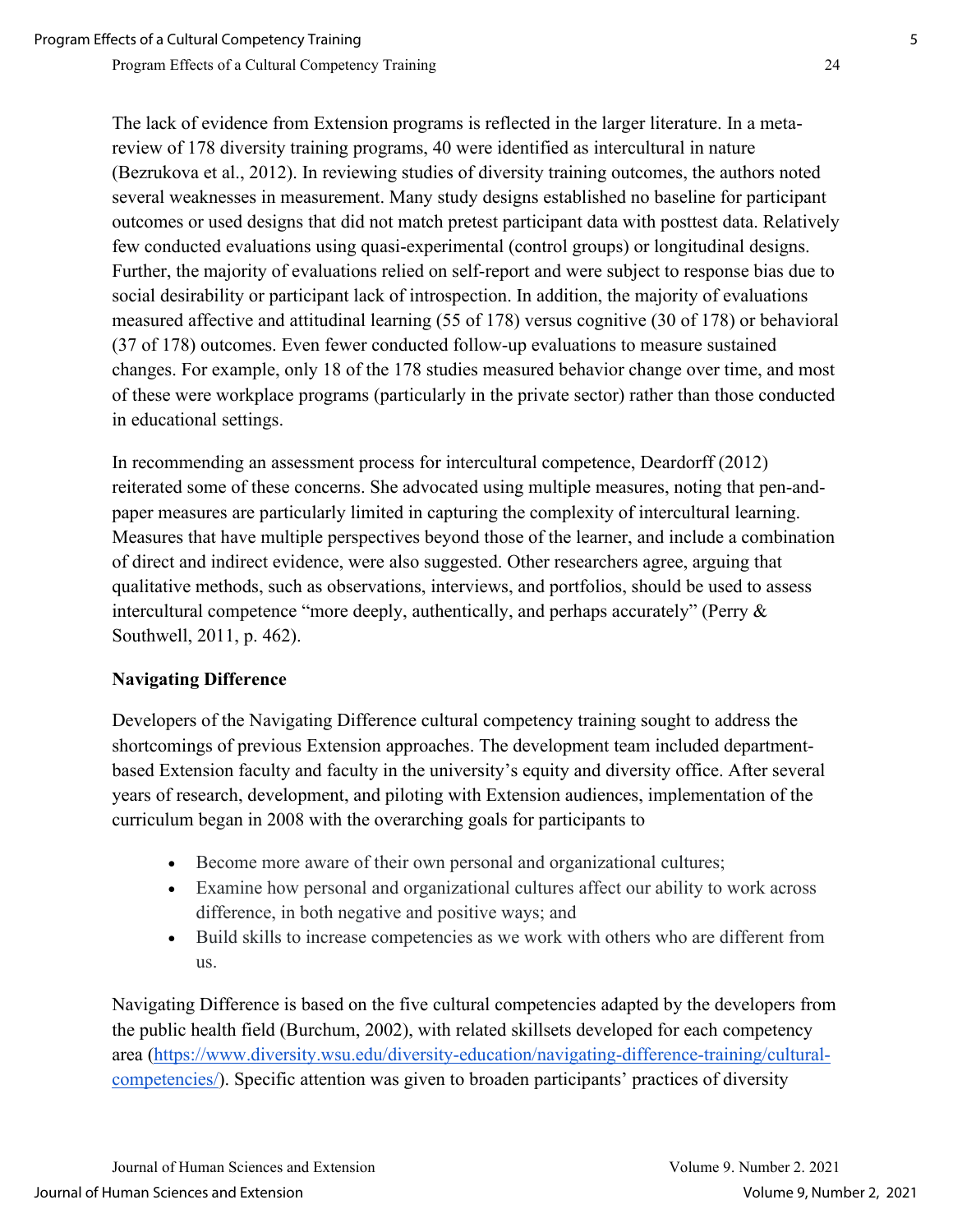The lack of evidence from Extension programs is reflected in the larger literature. In a meta-review of 178 diversity training programs, 40 were identified as intercultural in nature (Bezrukova et al., 2012). In reviewing studies of diversity training outcomes, the authors noted several weaknesses in measurement. Many study designs established no baseline for participant outcomes or used designs that did not match pretest participant data with posttest data. Relatively few conducted evaluations using quasi-experimental (control groups) or longitudinal designs. Further, the majority of evaluations relied on self-report and were subject to response bias due to social desirability or participant lack of introspection. In addition, the majority of evaluations measured affective and attitudinal learning (55 of 178) versus cognitive (30 of 178) or behavioral (37 of 178) outcomes. Even fewer conducted follow-up evaluations to measure sustained changes. For example, only 18 of the 178 studies measured behavior change over time, and most of these were workplace programs (particularly in the private sector) rather than those conducted in educational settings.

In recommending an assessment process for intercultural competence, Deardorff (2012) reiterated some of these concerns. She advocated using multiple measures, noting that pen-and-paper measures are particularly limited in capturing the complexity of intercultural learning. Measures that have multiple perspectives beyond those of the learner, and include a combination of direct and indirect evidence, were also suggested. Other researchers agree, arguing that qualitative methods, such as observations, interviews, and portfolios, should be used to assess intercultural competence "more deeply, authentically, and perhaps accurately" (Perry & Southwell, 2011, p. 462).

**Navigating Difference**

Developers of the Navigating Difference cultural competency training sought to address the shortcomings of previous Extension approaches. The development team included department-based Extension faculty and faculty in the university's equity and diversity office. After several years of research, development, and piloting with Extension audiences, implementation of the curriculum began in 2008 with the overarching goals for participants to

- Become more aware of their own personal and organizational cultures;
- Examine how personal and organizational cultures affect our ability to work across difference, in both negative and positive ways; and
- Build skills to increase competencies as we work with others who are different from us.

Navigating Difference is based on the five cultural competencies adapted by the developers from the public health field (Burchum, 2002), with related skillsets developed for each competency area (https://www.diversity.wsu.edu/diversity-education/navigating-difference-training/cultural-competencies/). Specific attention was given to broaden participants' practices of diversity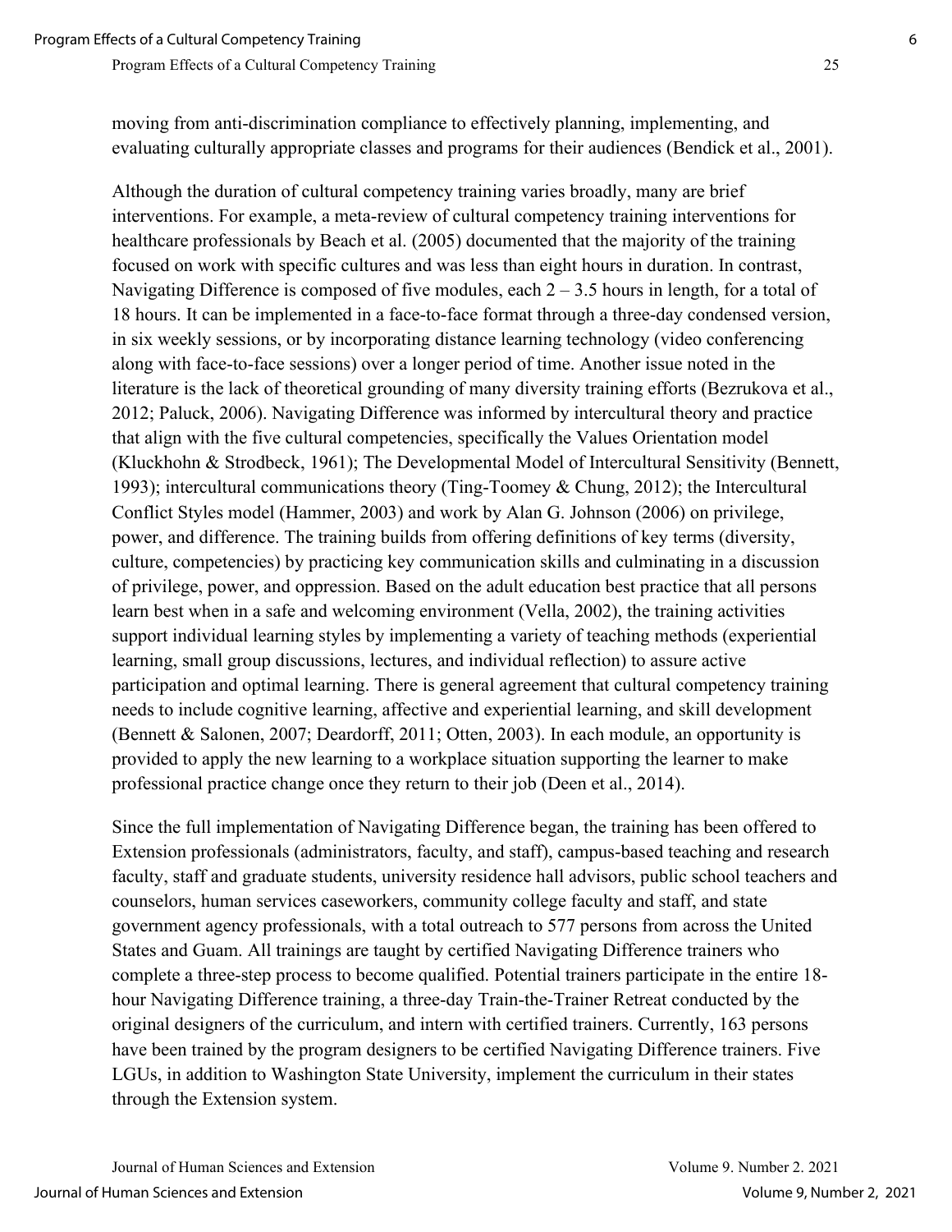moving from anti-discrimination compliance to effectively planning, implementing, and evaluating culturally appropriate classes and programs for their audiences (Bendick et al., 2001).

Although the duration of cultural competency training varies broadly, many are brief interventions. For example, a meta-review of cultural competency training interventions for healthcare professionals by Beach et al. (2005) documented that the majority of the training focused on work with specific cultures and was less than eight hours in duration. In contrast, Navigating Difference is composed of five modules, each 2 – 3.5 hours in length, for a total of 18 hours. It can be implemented in a face-to-face format through a three-day condensed version, in six weekly sessions, or by incorporating distance learning technology (video conferencing along with face-to-face sessions) over a longer period of time. Another issue noted in the literature is the lack of theoretical grounding of many diversity training efforts (Bezrukova et al., 2012; Paluck, 2006). Navigating Difference was informed by intercultural theory and practice that align with the five cultural competencies, specifically the Values Orientation model (Kluckhohn & Strodbeck, 1961); The Developmental Model of Intercultural Sensitivity (Bennett, 1993); intercultural communications theory (Ting-Toomey & Chung, 2012); the Intercultural Conflict Styles model (Hammer, 2003) and work by Alan G. Johnson (2006) on privilege, power, and difference. The training builds from offering definitions of key terms (diversity, culture, competencies) by practicing key communication skills and culminating in a discussion of privilege, power, and oppression. Based on the adult education best practice that all persons learn best when in a safe and welcoming environment (Vella, 2002), the training activities support individual learning styles by implementing a variety of teaching methods (experiential learning, small group discussions, lectures, and individual reflection) to assure active participation and optimal learning. There is general agreement that cultural competency training needs to include cognitive learning, affective and experiential learning, and skill development (Bennett & Salonen, 2007; Deardorff, 2011; Otten, 2003). In each module, an opportunity is provided to apply the new learning to a workplace situation supporting the learner to make professional practice change once they return to their job (Deen et al., 2014).

Since the full implementation of Navigating Difference began, the training has been offered to Extension professionals (administrators, faculty, and staff), campus-based teaching and research faculty, staff and graduate students, university residence hall advisors, public school teachers and counselors, human services caseworkers, community college faculty and staff, and state government agency professionals, with a total outreach to 577 persons from across the United States and Guam. All trainings are taught by certified Navigating Difference trainers who complete a three-step process to become qualified. Potential trainers participate in the entire 18-hour Navigating Difference training, a three-day Train-the-Trainer Retreat conducted by the original designers of the curriculum, and intern with certified trainers. Currently, 163 persons have been trained by the program designers to be certified Navigating Difference trainers. Five LGUs, in addition to Washington State University, implement the curriculum in their states through the Extension system.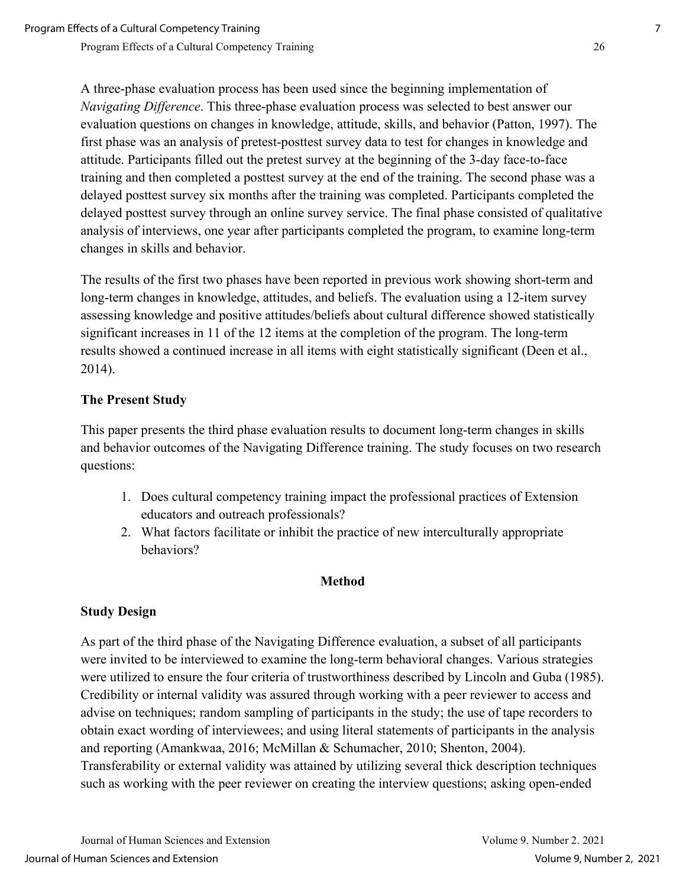A three-phase evaluation process has been used since the beginning implementation of *Navigating Difference*. This three-phase evaluation process was selected to best answer our evaluation questions on changes in knowledge, attitude, skills, and behavior (Patton, 1997). The first phase was an analysis of pretest-posttest survey data to test for changes in knowledge and attitude. Participants filled out the pretest survey at the beginning of the 3-day face-to-face training and then completed a posttest survey at the end of the training. The second phase was a delayed posttest survey six months after the training was completed. Participants completed the delayed posttest survey through an online survey service. The final phase consisted of qualitative analysis of interviews, one year after participants completed the program, to examine long-term changes in skills and behavior.

The results of the first two phases have been reported in previous work showing short-term and long-term changes in knowledge, attitudes, and beliefs. The evaluation using a 12-item survey assessing knowledge and positive attitudes/beliefs about cultural difference showed statistically significant increases in 11 of the 12 items at the completion of the program. The long-term results showed a continued increase in all items with eight statistically significant (Deen et al., 2014).

### The Present Study

This paper presents the third phase evaluation results to document long-term changes in skills and behavior outcomes of the Navigating Difference training. The study focuses on two research questions:

1. Does cultural competency training impact the professional practices of Extension educators and outreach professionals?
2. What factors facilitate or inhibit the practice of new interculturally appropriate behaviors?

## Method

### Study Design

As part of the third phase of the Navigating Difference evaluation, a subset of all participants were invited to be interviewed to examine the long-term behavioral changes. Various strategies were utilized to ensure the four criteria of trustworthiness described by Lincoln and Guba (1985). Credibility or internal validity was assured through working with a peer reviewer to access and advise on techniques; random sampling of participants in the study; the use of tape recorders to obtain exact wording of interviewees; and using literal statements of participants in the analysis and reporting (Amankwaa, 2016; McMillan & Schumacher, 2010; Shenton, 2004). Transferability or external validity was attained by utilizing several thick description techniques such as working with the peer reviewer on creating the interview questions; asking open-ended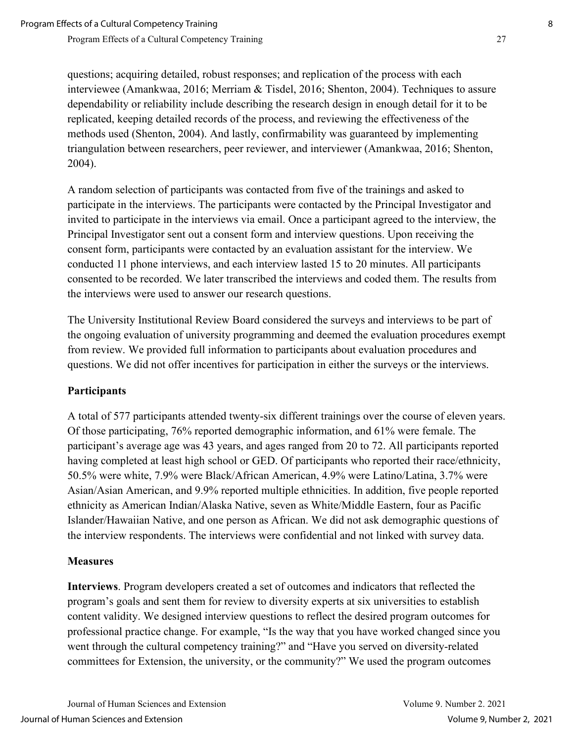questions; acquiring detailed, robust responses; and replication of the process with each interviewee (Amankwaa, 2016; Merriam & Tisdel, 2016; Shenton, 2004). Techniques to assure dependability or reliability include describing the research design in enough detail for it to be replicated, keeping detailed records of the process, and reviewing the effectiveness of the methods used (Shenton, 2004). And lastly, confirmability was guaranteed by implementing triangulation between researchers, peer reviewer, and interviewer (Amankwaa, 2016; Shenton, 2004).

A random selection of participants was contacted from five of the trainings and asked to participate in the interviews. The participants were contacted by the Principal Investigator and invited to participate in the interviews via email. Once a participant agreed to the interview, the Principal Investigator sent out a consent form and interview questions. Upon receiving the consent form, participants were contacted by an evaluation assistant for the interview. We conducted 11 phone interviews, and each interview lasted 15 to 20 minutes. All participants consented to be recorded. We later transcribed the interviews and coded them. The results from the interviews were used to answer our research questions.

The University Institutional Review Board considered the surveys and interviews to be part of the ongoing evaluation of university programming and deemed the evaluation procedures exempt from review. We provided full information to participants about evaluation procedures and questions. We did not offer incentives for participation in either the surveys or the interviews.

### Participants

A total of 577 participants attended twenty-six different trainings over the course of eleven years. Of those participating, 76% reported demographic information, and 61% were female. The participant's average age was 43 years, and ages ranged from 20 to 72. All participants reported having completed at least high school or GED. Of participants who reported their race/ethnicity, 50.5% were white, 7.9% were Black/African American, 4.9% were Latino/Latina, 3.7% were Asian/Asian American, and 9.9% reported multiple ethnicities. In addition, five people reported ethnicity as American Indian/Alaska Native, seven as White/Middle Eastern, four as Pacific Islander/Hawaiian Native, and one person as African. We did not ask demographic questions of the interview respondents. The interviews were confidential and not linked with survey data.

### Measures

**Interviews**. Program developers created a set of outcomes and indicators that reflected the program's goals and sent them for review to diversity experts at six universities to establish content validity. We designed interview questions to reflect the desired program outcomes for professional practice change. For example, "Is the way that you have worked changed since you went through the cultural competency training?" and "Have you served on diversity-related committees for Extension, the university, or the community?" We used the program outcomes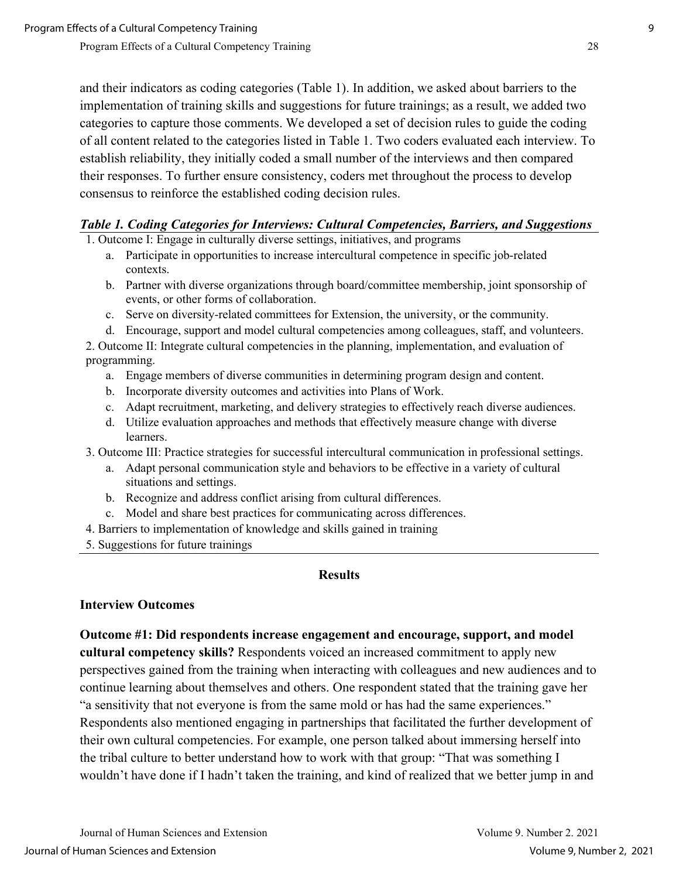and their indicators as coding categories (Table 1). In addition, we asked about barriers to the implementation of training skills and suggestions for future trainings; as a result, we added two categories to capture those comments. We developed a set of decision rules to guide the coding of all content related to the categories listed in Table 1. Two coders evaluated each interview. To establish reliability, they initially coded a small number of the interviews and then compared their responses. To further ensure consistency, coders met throughout the process to develop consensus to reinforce the established coding decision rules.

***Table 1. Coding Categories for Interviews: Cultural Competencies, Barriers, and Suggestions***

1. Outcome I: Engage in culturally diverse settings, initiatives, and programs
   a. Participate in opportunities to increase intercultural competence in specific job-related contexts.
   b. Partner with diverse organizations through board/committee membership, joint sponsorship of events, or other forms of collaboration.
   c. Serve on diversity-related committees for Extension, the university, or the community.
   d. Encourage, support and model cultural competencies among colleagues, staff, and volunteers.
2. Outcome II: Integrate cultural competencies in the planning, implementation, and evaluation of programming.
   a. Engage members of diverse communities in determining program design and content.
   b. Incorporate diversity outcomes and activities into Plans of Work.
   c. Adapt recruitment, marketing, and delivery strategies to effectively reach diverse audiences.
   d. Utilize evaluation approaches and methods that effectively measure change with diverse learners.
3. Outcome III: Practice strategies for successful intercultural communication in professional settings.
   a. Adapt personal communication style and behaviors to be effective in a variety of cultural situations and settings.
   b. Recognize and address conflict arising from cultural differences.
   c. Model and share best practices for communicating across differences.
4. Barriers to implementation of knowledge and skills gained in training
5. Suggestions for future trainings

## Results

### Interview Outcomes

**Outcome #1: Did respondents increase engagement and encourage, support, and model cultural competency skills?** Respondents voiced an increased commitment to apply new perspectives gained from the training when interacting with colleagues and new audiences and to continue learning about themselves and others. One respondent stated that the training gave her "a sensitivity that not everyone is from the same mold or has had the same experiences." Respondents also mentioned engaging in partnerships that facilitated the further development of their own cultural competencies. For example, one person talked about immersing herself into the tribal culture to better understand how to work with that group: "That was something I wouldn't have done if I hadn't taken the training, and kind of realized that we better jump in and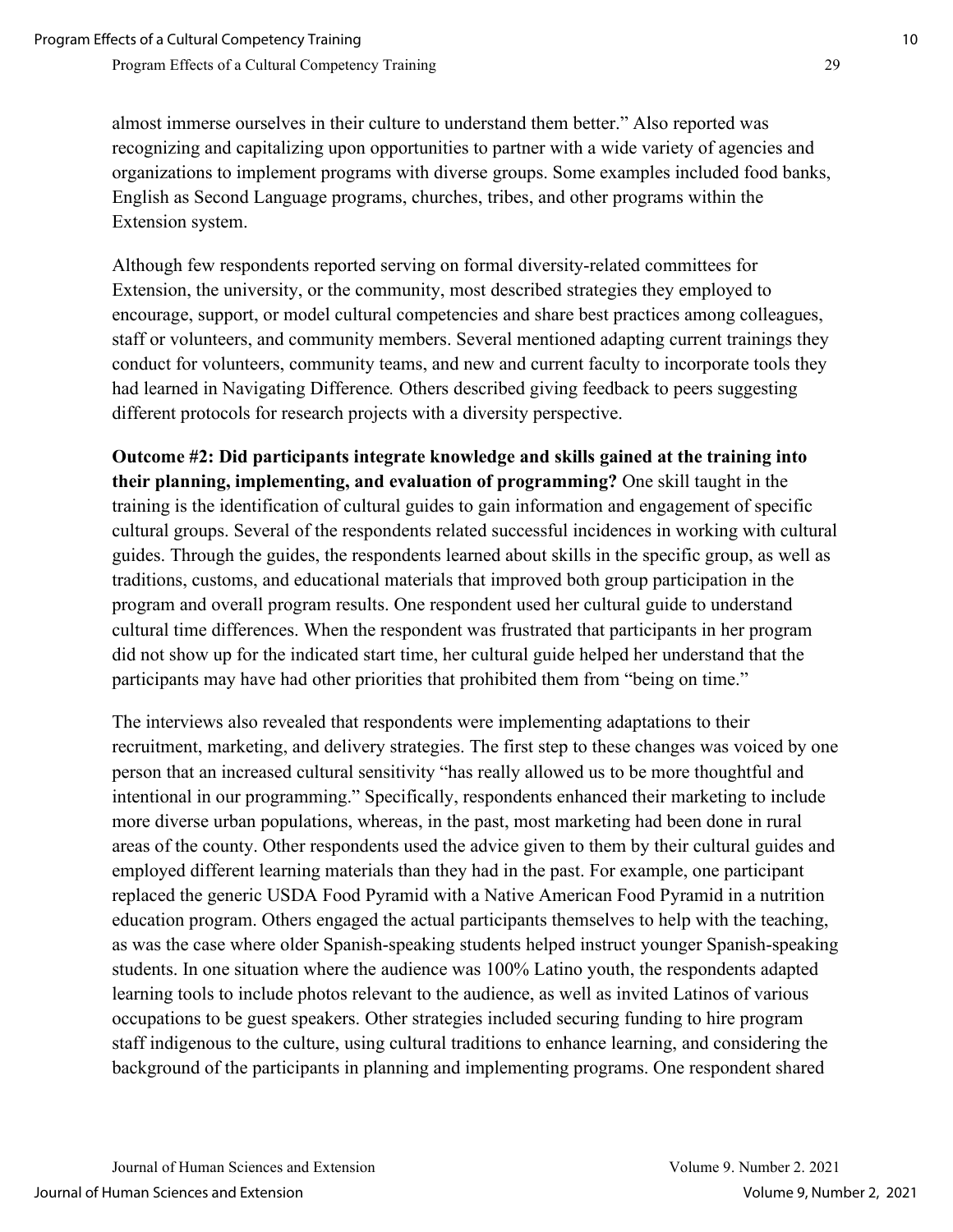almost immerse ourselves in their culture to understand them better." Also reported was recognizing and capitalizing upon opportunities to partner with a wide variety of agencies and organizations to implement programs with diverse groups. Some examples included food banks, English as Second Language programs, churches, tribes, and other programs within the Extension system.

Although few respondents reported serving on formal diversity-related committees for Extension, the university, or the community, most described strategies they employed to encourage, support, or model cultural competencies and share best practices among colleagues, staff or volunteers, and community members. Several mentioned adapting current trainings they conduct for volunteers, community teams, and new and current faculty to incorporate tools they had learned in Navigating Difference*.* Others described giving feedback to peers suggesting different protocols for research projects with a diversity perspective.

**Outcome #2: Did participants integrate knowledge and skills gained at the training into their planning, implementing, and evaluation of programming?** One skill taught in the training is the identification of cultural guides to gain information and engagement of specific cultural groups. Several of the respondents related successful incidences in working with cultural guides. Through the guides, the respondents learned about skills in the specific group, as well as traditions, customs, and educational materials that improved both group participation in the program and overall program results. One respondent used her cultural guide to understand cultural time differences. When the respondent was frustrated that participants in her program did not show up for the indicated start time, her cultural guide helped her understand that the participants may have had other priorities that prohibited them from "being on time."

The interviews also revealed that respondents were implementing adaptations to their recruitment, marketing, and delivery strategies. The first step to these changes was voiced by one person that an increased cultural sensitivity "has really allowed us to be more thoughtful and intentional in our programming." Specifically, respondents enhanced their marketing to include more diverse urban populations, whereas, in the past, most marketing had been done in rural areas of the county. Other respondents used the advice given to them by their cultural guides and employed different learning materials than they had in the past. For example, one participant replaced the generic USDA Food Pyramid with a Native American Food Pyramid in a nutrition education program. Others engaged the actual participants themselves to help with the teaching, as was the case where older Spanish-speaking students helped instruct younger Spanish-speaking students. In one situation where the audience was 100% Latino youth, the respondents adapted learning tools to include photos relevant to the audience, as well as invited Latinos of various occupations to be guest speakers. Other strategies included securing funding to hire program staff indigenous to the culture, using cultural traditions to enhance learning, and considering the background of the participants in planning and implementing programs. One respondent shared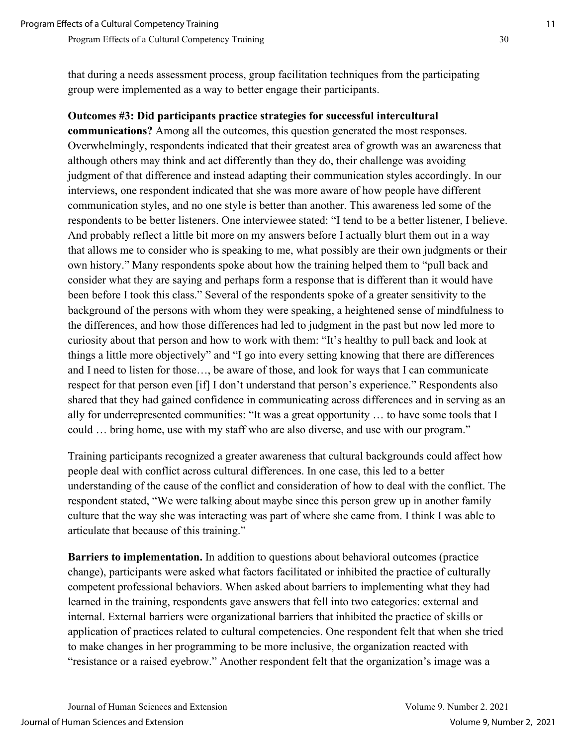that during a needs assessment process, group facilitation techniques from the participating group were implemented as a way to better engage their participants.

**Outcomes #3: Did participants practice strategies for successful intercultural communications?** Among all the outcomes, this question generated the most responses. Overwhelmingly, respondents indicated that their greatest area of growth was an awareness that although others may think and act differently than they do, their challenge was avoiding judgment of that difference and instead adapting their communication styles accordingly. In our interviews, one respondent indicated that she was more aware of how people have different communication styles, and no one style is better than another. This awareness led some of the respondents to be better listeners. One interviewee stated: "I tend to be a better listener, I believe. And probably reflect a little bit more on my answers before I actually blurt them out in a way that allows me to consider who is speaking to me, what possibly are their own judgments or their own history." Many respondents spoke about how the training helped them to "pull back and consider what they are saying and perhaps form a response that is different than it would have been before I took this class." Several of the respondents spoke of a greater sensitivity to the background of the persons with whom they were speaking, a heightened sense of mindfulness to the differences, and how those differences had led to judgment in the past but now led more to curiosity about that person and how to work with them: "It's healthy to pull back and look at things a little more objectively" and "I go into every setting knowing that there are differences and I need to listen for those…, be aware of those, and look for ways that I can communicate respect for that person even [if] I don't understand that person's experience." Respondents also shared that they had gained confidence in communicating across differences and in serving as an ally for underrepresented communities: "It was a great opportunity … to have some tools that I could … bring home, use with my staff who are also diverse, and use with our program."

Training participants recognized a greater awareness that cultural backgrounds could affect how people deal with conflict across cultural differences. In one case, this led to a better understanding of the cause of the conflict and consideration of how to deal with the conflict. The respondent stated, "We were talking about maybe since this person grew up in another family culture that the way she was interacting was part of where she came from. I think I was able to articulate that because of this training."

**Barriers to implementation.** In addition to questions about behavioral outcomes (practice change), participants were asked what factors facilitated or inhibited the practice of culturally competent professional behaviors. When asked about barriers to implementing what they had learned in the training, respondents gave answers that fell into two categories: external and internal. External barriers were organizational barriers that inhibited the practice of skills or application of practices related to cultural competencies. One respondent felt that when she tried to make changes in her programming to be more inclusive, the organization reacted with "resistance or a raised eyebrow." Another respondent felt that the organization's image was a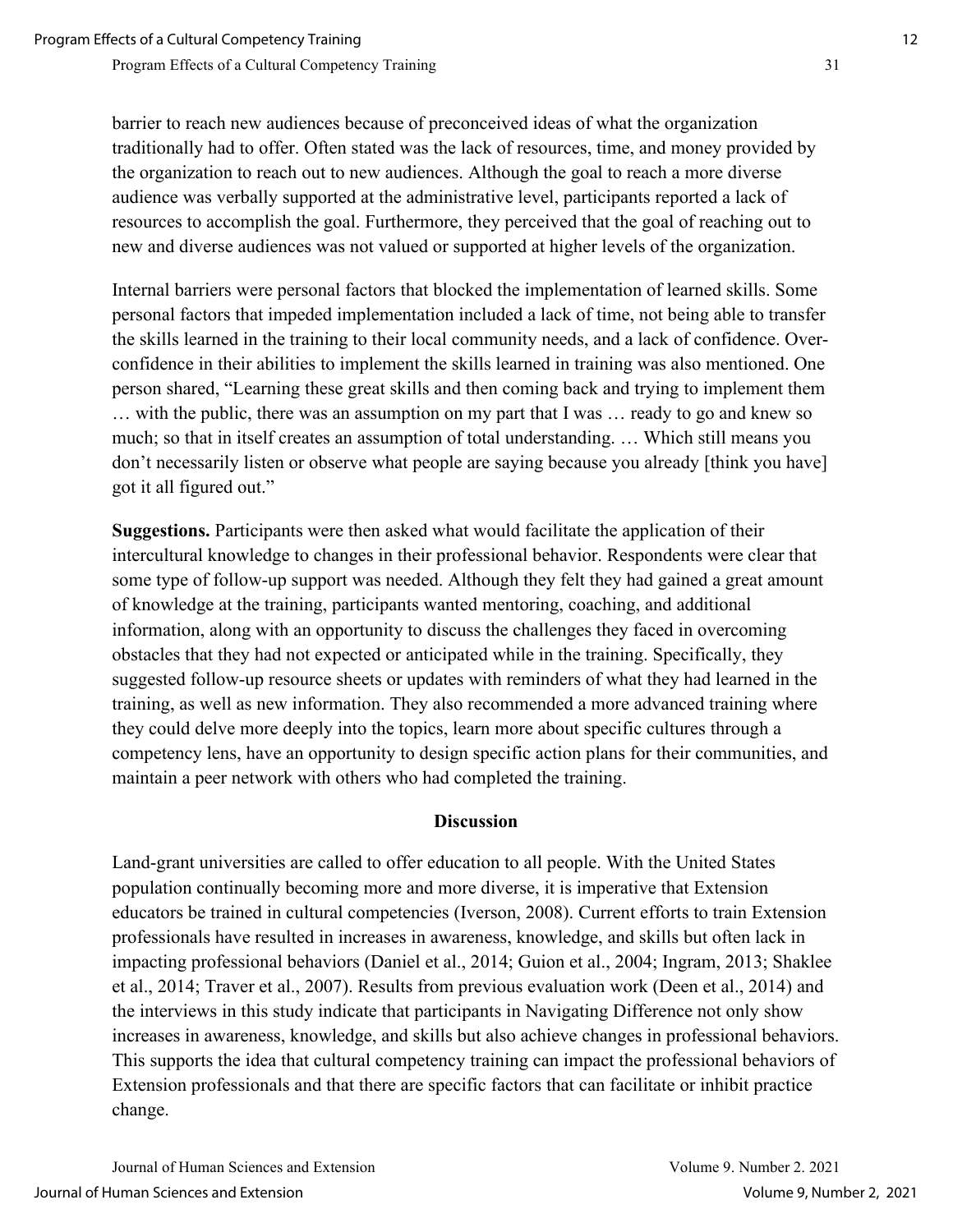barrier to reach new audiences because of preconceived ideas of what the organization traditionally had to offer. Often stated was the lack of resources, time, and money provided by the organization to reach out to new audiences. Although the goal to reach a more diverse audience was verbally supported at the administrative level, participants reported a lack of resources to accomplish the goal. Furthermore, they perceived that the goal of reaching out to new and diverse audiences was not valued or supported at higher levels of the organization.

Internal barriers were personal factors that blocked the implementation of learned skills. Some personal factors that impeded implementation included a lack of time, not being able to transfer the skills learned in the training to their local community needs, and a lack of confidence. Over-confidence in their abilities to implement the skills learned in training was also mentioned. One person shared, "Learning these great skills and then coming back and trying to implement them … with the public, there was an assumption on my part that I was … ready to go and knew so much; so that in itself creates an assumption of total understanding. … Which still means you don't necessarily listen or observe what people are saying because you already [think you have] got it all figured out."

**Suggestions.** Participants were then asked what would facilitate the application of their intercultural knowledge to changes in their professional behavior. Respondents were clear that some type of follow-up support was needed. Although they felt they had gained a great amount of knowledge at the training, participants wanted mentoring, coaching, and additional information, along with an opportunity to discuss the challenges they faced in overcoming obstacles that they had not expected or anticipated while in the training. Specifically, they suggested follow-up resource sheets or updates with reminders of what they had learned in the training, as well as new information. They also recommended a more advanced training where they could delve more deeply into the topics, learn more about specific cultures through a competency lens, have an opportunity to design specific action plans for their communities, and maintain a peer network with others who had completed the training.

## Discussion

Land-grant universities are called to offer education to all people. With the United States population continually becoming more and more diverse, it is imperative that Extension educators be trained in cultural competencies (Iverson, 2008). Current efforts to train Extension professionals have resulted in increases in awareness, knowledge, and skills but often lack in impacting professional behaviors (Daniel et al., 2014; Guion et al., 2004; Ingram, 2013; Shaklee et al., 2014; Traver et al., 2007). Results from previous evaluation work (Deen et al., 2014) and the interviews in this study indicate that participants in Navigating Difference not only show increases in awareness, knowledge, and skills but also achieve changes in professional behaviors. This supports the idea that cultural competency training can impact the professional behaviors of Extension professionals and that there are specific factors that can facilitate or inhibit practice change.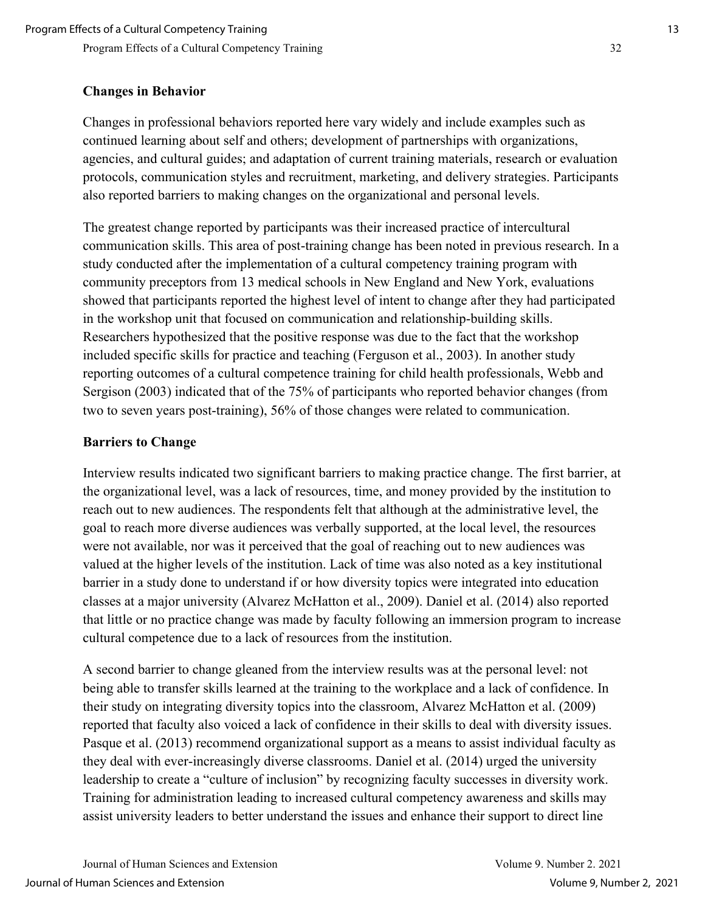### Changes in Behavior

Changes in professional behaviors reported here vary widely and include examples such as continued learning about self and others; development of partnerships with organizations, agencies, and cultural guides; and adaptation of current training materials, research or evaluation protocols, communication styles and recruitment, marketing, and delivery strategies. Participants also reported barriers to making changes on the organizational and personal levels.

The greatest change reported by participants was their increased practice of intercultural communication skills. This area of post-training change has been noted in previous research. In a study conducted after the implementation of a cultural competency training program with community preceptors from 13 medical schools in New England and New York, evaluations showed that participants reported the highest level of intent to change after they had participated in the workshop unit that focused on communication and relationship-building skills. Researchers hypothesized that the positive response was due to the fact that the workshop included specific skills for practice and teaching (Ferguson et al., 2003). In another study reporting outcomes of a cultural competence training for child health professionals, Webb and Sergison (2003) indicated that of the 75% of participants who reported behavior changes (from two to seven years post-training), 56% of those changes were related to communication.

### Barriers to Change

Interview results indicated two significant barriers to making practice change. The first barrier, at the organizational level, was a lack of resources, time, and money provided by the institution to reach out to new audiences. The respondents felt that although at the administrative level, the goal to reach more diverse audiences was verbally supported, at the local level, the resources were not available, nor was it perceived that the goal of reaching out to new audiences was valued at the higher levels of the institution. Lack of time was also noted as a key institutional barrier in a study done to understand if or how diversity topics were integrated into education classes at a major university (Alvarez McHatton et al., 2009). Daniel et al. (2014) also reported that little or no practice change was made by faculty following an immersion program to increase cultural competence due to a lack of resources from the institution.

A second barrier to change gleaned from the interview results was at the personal level: not being able to transfer skills learned at the training to the workplace and a lack of confidence. In their study on integrating diversity topics into the classroom, Alvarez McHatton et al. (2009) reported that faculty also voiced a lack of confidence in their skills to deal with diversity issues. Pasque et al. (2013) recommend organizational support as a means to assist individual faculty as they deal with ever-increasingly diverse classrooms. Daniel et al. (2014) urged the university leadership to create a "culture of inclusion" by recognizing faculty successes in diversity work. Training for administration leading to increased cultural competency awareness and skills may assist university leaders to better understand the issues and enhance their support to direct line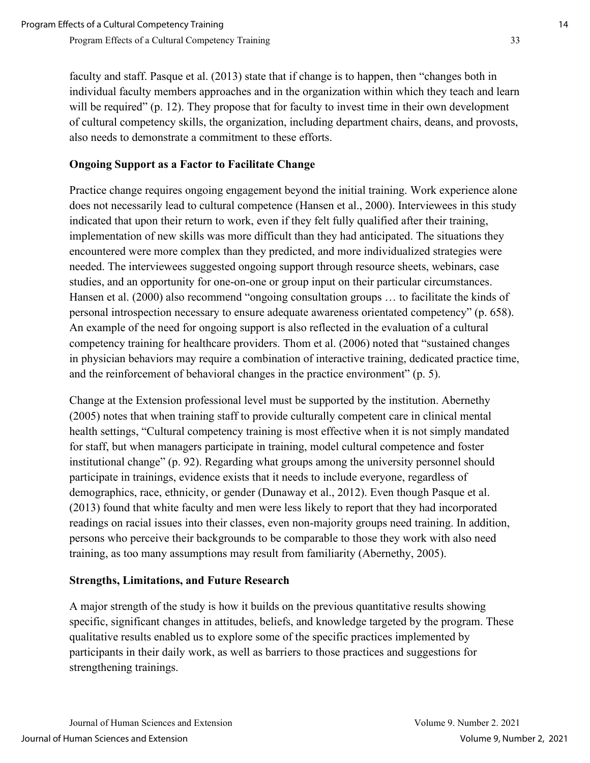faculty and staff. Pasque et al. (2013) state that if change is to happen, then "changes both in individual faculty members approaches and in the organization within which they teach and learn will be required" (p. 12). They propose that for faculty to invest time in their own development of cultural competency skills, the organization, including department chairs, deans, and provosts, also needs to demonstrate a commitment to these efforts.

### Ongoing Support as a Factor to Facilitate Change

Practice change requires ongoing engagement beyond the initial training. Work experience alone does not necessarily lead to cultural competence (Hansen et al., 2000). Interviewees in this study indicated that upon their return to work, even if they felt fully qualified after their training, implementation of new skills was more difficult than they had anticipated. The situations they encountered were more complex than they predicted, and more individualized strategies were needed. The interviewees suggested ongoing support through resource sheets, webinars, case studies, and an opportunity for one-on-one or group input on their particular circumstances. Hansen et al. (2000) also recommend "ongoing consultation groups … to facilitate the kinds of personal introspection necessary to ensure adequate awareness orientated competency" (p. 658). An example of the need for ongoing support is also reflected in the evaluation of a cultural competency training for healthcare providers. Thom et al. (2006) noted that "sustained changes in physician behaviors may require a combination of interactive training, dedicated practice time, and the reinforcement of behavioral changes in the practice environment" (p. 5).

Change at the Extension professional level must be supported by the institution. Abernethy (2005) notes that when training staff to provide culturally competent care in clinical mental health settings, "Cultural competency training is most effective when it is not simply mandated for staff, but when managers participate in training, model cultural competence and foster institutional change" (p. 92). Regarding what groups among the university personnel should participate in trainings, evidence exists that it needs to include everyone, regardless of demographics, race, ethnicity, or gender (Dunaway et al., 2012). Even though Pasque et al. (2013) found that white faculty and men were less likely to report that they had incorporated readings on racial issues into their classes, even non-majority groups need training. In addition, persons who perceive their backgrounds to be comparable to those they work with also need training, as too many assumptions may result from familiarity (Abernethy, 2005).

### Strengths, Limitations, and Future Research

A major strength of the study is how it builds on the previous quantitative results showing specific, significant changes in attitudes, beliefs, and knowledge targeted by the program. These qualitative results enabled us to explore some of the specific practices implemented by participants in their daily work, as well as barriers to those practices and suggestions for strengthening trainings.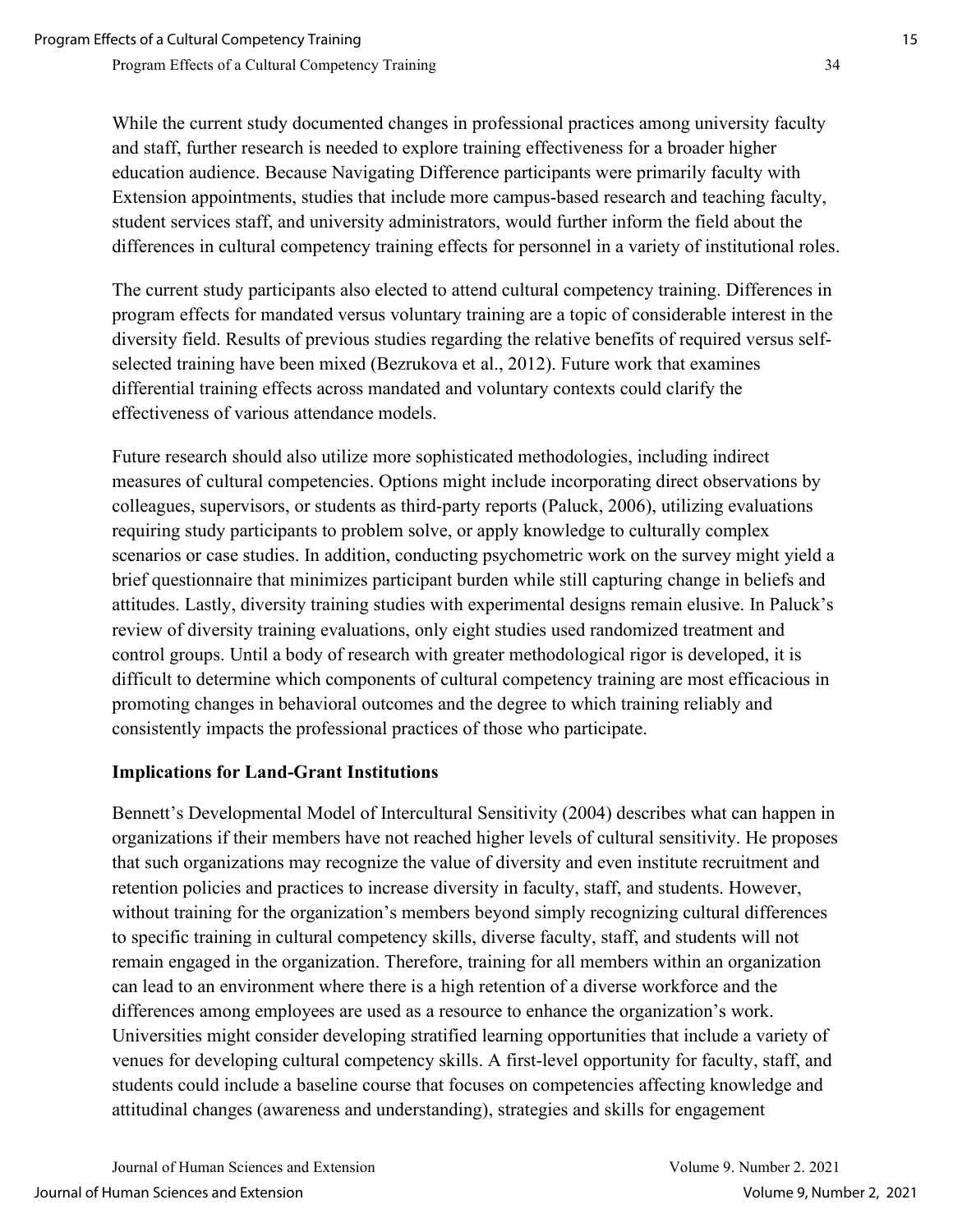While the current study documented changes in professional practices among university faculty and staff, further research is needed to explore training effectiveness for a broader higher education audience. Because Navigating Difference participants were primarily faculty with Extension appointments, studies that include more campus-based research and teaching faculty, student services staff, and university administrators, would further inform the field about the differences in cultural competency training effects for personnel in a variety of institutional roles.

The current study participants also elected to attend cultural competency training. Differences in program effects for mandated versus voluntary training are a topic of considerable interest in the diversity field. Results of previous studies regarding the relative benefits of required versus self-selected training have been mixed (Bezrukova et al., 2012). Future work that examines differential training effects across mandated and voluntary contexts could clarify the effectiveness of various attendance models.

Future research should also utilize more sophisticated methodologies, including indirect measures of cultural competencies. Options might include incorporating direct observations by colleagues, supervisors, or students as third-party reports (Paluck, 2006), utilizing evaluations requiring study participants to problem solve, or apply knowledge to culturally complex scenarios or case studies. In addition, conducting psychometric work on the survey might yield a brief questionnaire that minimizes participant burden while still capturing change in beliefs and attitudes. Lastly, diversity training studies with experimental designs remain elusive. In Paluck's review of diversity training evaluations, only eight studies used randomized treatment and control groups. Until a body of research with greater methodological rigor is developed, it is difficult to determine which components of cultural competency training are most efficacious in promoting changes in behavioral outcomes and the degree to which training reliably and consistently impacts the professional practices of those who participate.

## Implications for Land-Grant Institutions

Bennett's Developmental Model of Intercultural Sensitivity (2004) describes what can happen in organizations if their members have not reached higher levels of cultural sensitivity. He proposes that such organizations may recognize the value of diversity and even institute recruitment and retention policies and practices to increase diversity in faculty, staff, and students. However, without training for the organization's members beyond simply recognizing cultural differences to specific training in cultural competency skills, diverse faculty, staff, and students will not remain engaged in the organization. Therefore, training for all members within an organization can lead to an environment where there is a high retention of a diverse workforce and the differences among employees are used as a resource to enhance the organization's work. Universities might consider developing stratified learning opportunities that include a variety of venues for developing cultural competency skills. A first-level opportunity for faculty, staff, and students could include a baseline course that focuses on competencies affecting knowledge and attitudinal changes (awareness and understanding), strategies and skills for engagement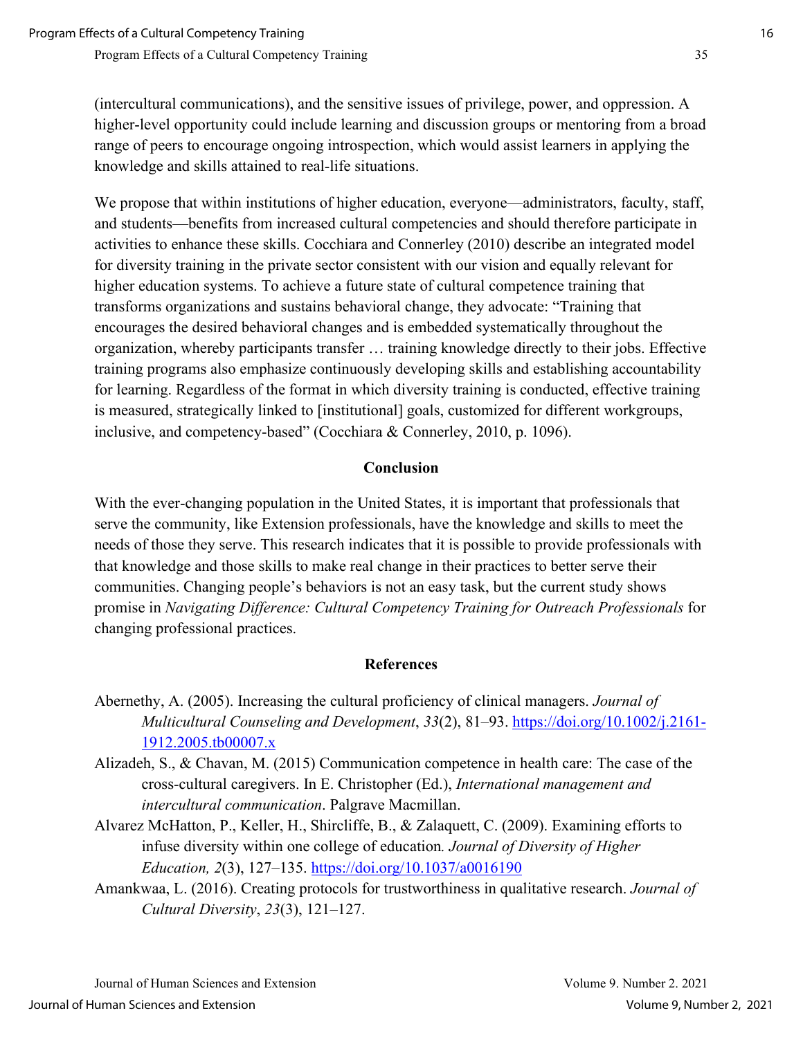(intercultural communications), and the sensitive issues of privilege, power, and oppression. A higher-level opportunity could include learning and discussion groups or mentoring from a broad range of peers to encourage ongoing introspection, which would assist learners in applying the knowledge and skills attained to real-life situations.

We propose that within institutions of higher education, everyone—administrators, faculty, staff, and students—benefits from increased cultural competencies and should therefore participate in activities to enhance these skills. Cocchiara and Connerley (2010) describe an integrated model for diversity training in the private sector consistent with our vision and equally relevant for higher education systems. To achieve a future state of cultural competence training that transforms organizations and sustains behavioral change, they advocate: "Training that encourages the desired behavioral changes and is embedded systematically throughout the organization, whereby participants transfer … training knowledge directly to their jobs. Effective training programs also emphasize continuously developing skills and establishing accountability for learning. Regardless of the format in which diversity training is conducted, effective training is measured, strategically linked to [institutional] goals, customized for different workgroups, inclusive, and competency-based" (Cocchiara & Connerley, 2010, p. 1096).

## Conclusion

With the ever-changing population in the United States, it is important that professionals that serve the community, like Extension professionals, have the knowledge and skills to meet the needs of those they serve. This research indicates that it is possible to provide professionals with that knowledge and those skills to make real change in their practices to better serve their communities. Changing people's behaviors is not an easy task, but the current study shows promise in *Navigating Difference: Cultural Competency Training for Outreach Professionals* for changing professional practices.

## References

Abernethy, A. (2005). Increasing the cultural proficiency of clinical managers. *Journal of Multicultural Counseling and Development*, *33*(2), 81–93. https://doi.org/10.1002/j.2161-1912.2005.tb00007.x

Alizadeh, S., & Chavan, M. (2015) Communication competence in health care: The case of the cross-cultural caregivers. In E. Christopher (Ed.), *International management and intercultural communication*. Palgrave Macmillan.

Alvarez McHatton, P., Keller, H., Shircliffe, B., & Zalaquett, C. (2009). Examining efforts to infuse diversity within one college of education. *Journal of Diversity of Higher Education, 2*(3), 127–135. https://doi.org/10.1037/a0016190

Amankwaa, L. (2016). Creating protocols for trustworthiness in qualitative research. *Journal of Cultural Diversity*, *23*(3), 121–127.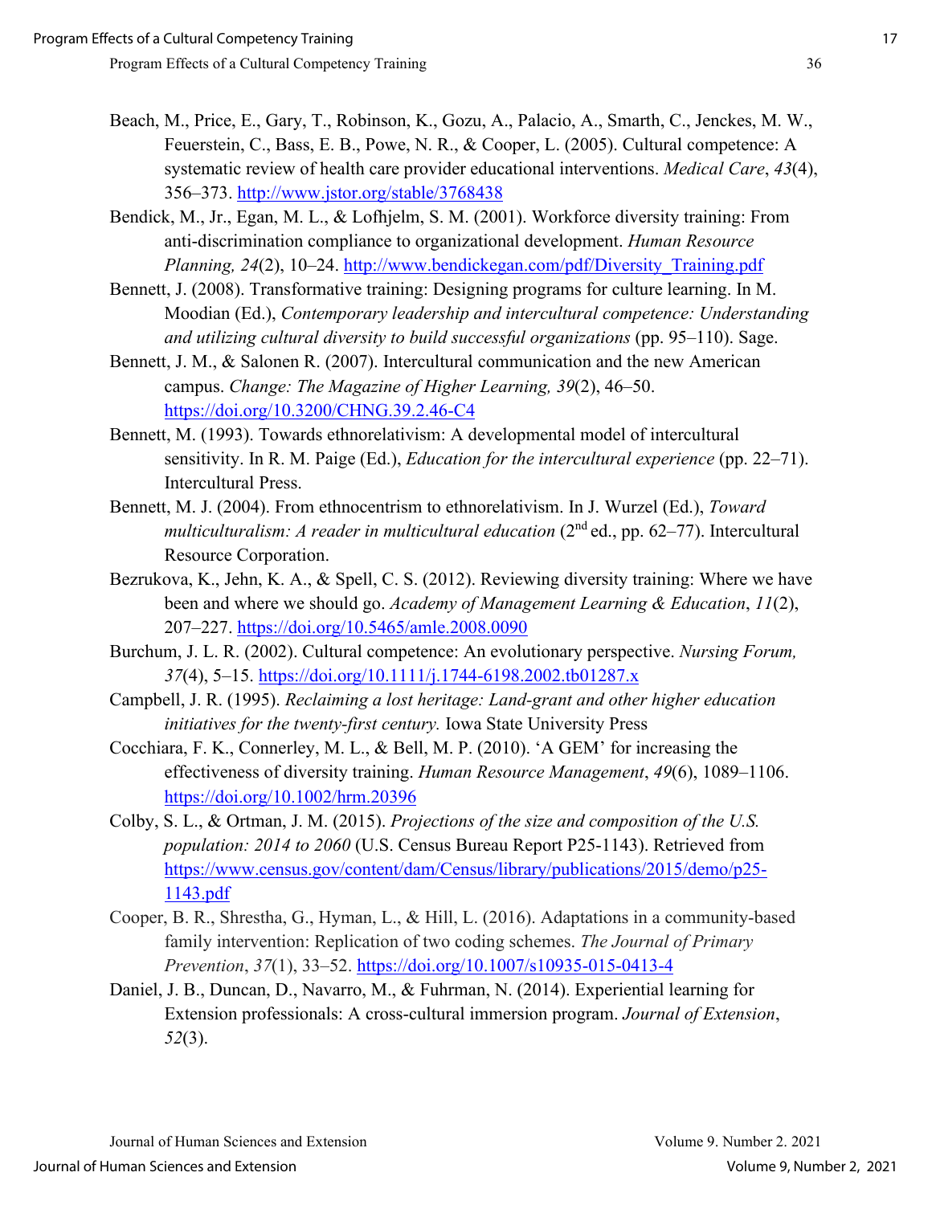Beach, M., Price, E., Gary, T., Robinson, K., Gozu, A., Palacio, A., Smarth, C., Jenckes, M. W., Feuerstein, C., Bass, E. B., Powe, N. R., & Cooper, L. (2005). Cultural competence: A systematic review of health care provider educational interventions. *Medical Care*, *43*(4), 356–373. http://www.jstor.org/stable/3768438

Bendick, M., Jr., Egan, M. L., & Lofhjelm, S. M. (2001). Workforce diversity training: From anti-discrimination compliance to organizational development. *Human Resource Planning, 24*(2), 10–24. http://www.bendickegan.com/pdf/Diversity_Training.pdf

Bennett, J. (2008). Transformative training: Designing programs for culture learning. In M. Moodian (Ed.), *Contemporary leadership and intercultural competence: Understanding and utilizing cultural diversity to build successful organizations* (pp. 95–110). Sage.

Bennett, J. M., & Salonen R. (2007). Intercultural communication and the new American campus. *Change: The Magazine of Higher Learning, 39*(2), 46–50. https://doi.org/10.3200/CHNG.39.2.46-C4

Bennett, M. (1993). Towards ethnorelativism: A developmental model of intercultural sensitivity. In R. M. Paige (Ed.), *Education for the intercultural experience* (pp. 22–71). Intercultural Press.

Bennett, M. J. (2004). From ethnocentrism to ethnorelativism. In J. Wurzel (Ed.), *Toward multiculturalism: A reader in multicultural education* (2nd ed., pp. 62–77). Intercultural Resource Corporation.

Bezrukova, K., Jehn, K. A., & Spell, C. S. (2012). Reviewing diversity training: Where we have been and where we should go. *Academy of Management Learning & Education*, *11*(2), 207–227. https://doi.org/10.5465/amle.2008.0090

Burchum, J. L. R. (2002). Cultural competence: An evolutionary perspective. *Nursing Forum, 37*(4), 5–15. https://doi.org/10.1111/j.1744-6198.2002.tb01287.x

Campbell, J. R. (1995). *Reclaiming a lost heritage: Land-grant and other higher education initiatives for the twenty-first century.* Iowa State University Press

Cocchiara, F. K., Connerley, M. L., & Bell, M. P. (2010). 'A GEM' for increasing the effectiveness of diversity training. *Human Resource Management*, *49*(6), 1089–1106. https://doi.org/10.1002/hrm.20396

Colby, S. L., & Ortman, J. M. (2015). *Projections of the size and composition of the U.S. population: 2014 to 2060* (U.S. Census Bureau Report P25-1143). Retrieved from https://www.census.gov/content/dam/Census/library/publications/2015/demo/p25-1143.pdf

Cooper, B. R., Shrestha, G., Hyman, L., & Hill, L. (2016). Adaptations in a community-based family intervention: Replication of two coding schemes. *The Journal of Primary Prevention*, *37*(1), 33–52. https://doi.org/10.1007/s10935-015-0413-4

Daniel, J. B., Duncan, D., Navarro, M., & Fuhrman, N. (2014). Experiential learning for Extension professionals: A cross-cultural immersion program. *Journal of Extension*, *52*(3).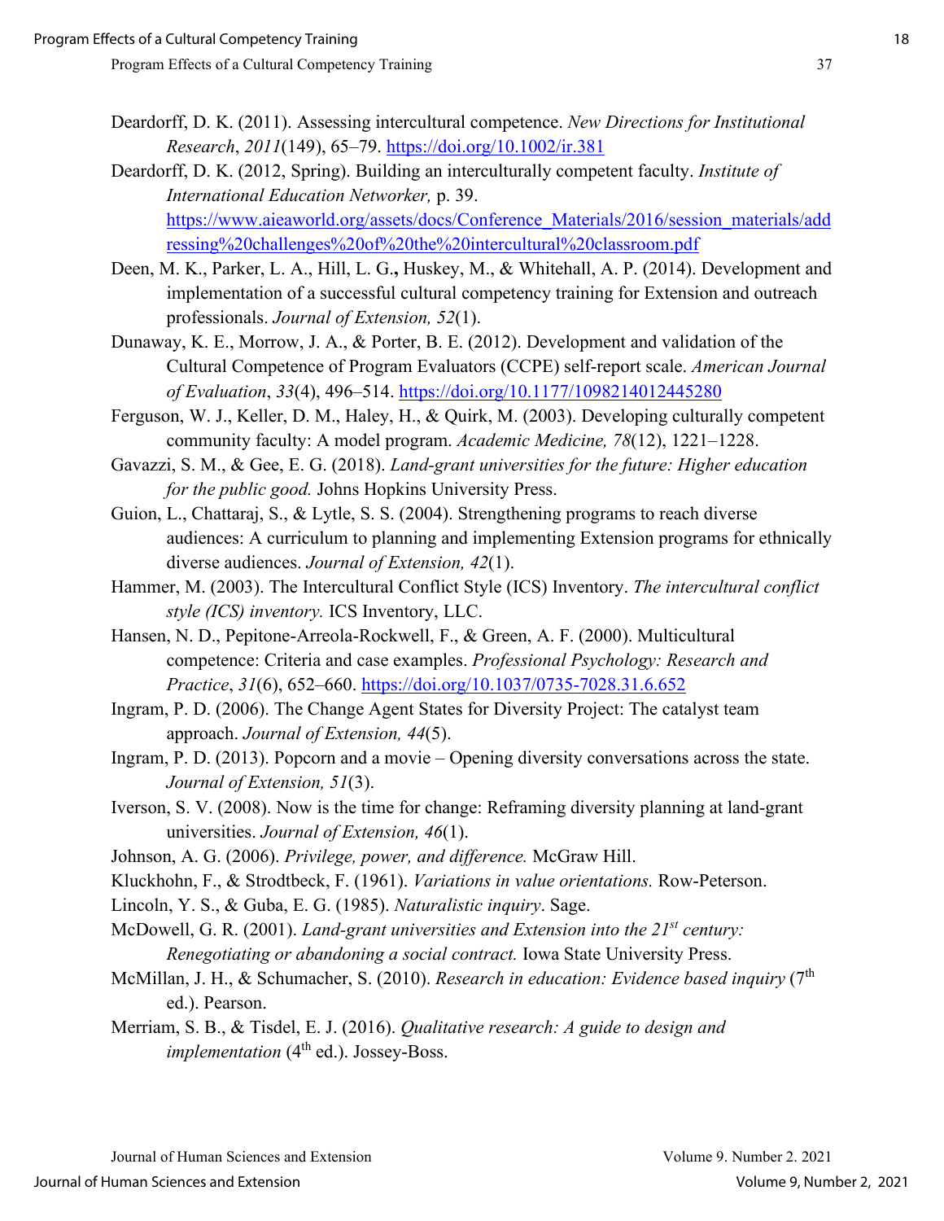Deardorff, D. K. (2011). Assessing intercultural competence. *New Directions for Institutional Research*, *2011*(149), 65–79. https://doi.org/10.1002/ir.381

Deardorff, D. K. (2012, Spring). Building an interculturally competent faculty. *Institute of International Education Networker,* p. 39. https://www.aieaworld.org/assets/docs/Conference_Materials/2016/session_materials/addressing%20challenges%20of%20the%20intercultural%20classroom.pdf

Deen, M. K., Parker, L. A., Hill, L. G., Huskey, M., & Whitehall, A. P. (2014). Development and implementation of a successful cultural competency training for Extension and outreach professionals. *Journal of Extension, 52*(1).

Dunaway, K. E., Morrow, J. A., & Porter, B. E. (2012). Development and validation of the Cultural Competence of Program Evaluators (CCPE) self-report scale. *American Journal of Evaluation*, *33*(4), 496–514. https://doi.org/10.1177/1098214012445280

Ferguson, W. J., Keller, D. M., Haley, H., & Quirk, M. (2003). Developing culturally competent community faculty: A model program. *Academic Medicine, 78*(12), 1221–1228.

Gavazzi, S. M., & Gee, E. G. (2018). *Land-grant universities for the future: Higher education for the public good.* Johns Hopkins University Press.

Guion, L., Chattaraj, S., & Lytle, S. S. (2004). Strengthening programs to reach diverse audiences: A curriculum to planning and implementing Extension programs for ethnically diverse audiences. *Journal of Extension, 42*(1).

Hammer, M. (2003). The Intercultural Conflict Style (ICS) Inventory. *The intercultural conflict style (ICS) inventory.* ICS Inventory, LLC.

Hansen, N. D., Pepitone-Arreola-Rockwell, F., & Green, A. F. (2000). Multicultural competence: Criteria and case examples. *Professional Psychology: Research and Practice*, *31*(6), 652–660. https://doi.org/10.1037/0735-7028.31.6.652

Ingram, P. D. (2006). The Change Agent States for Diversity Project: The catalyst team approach. *Journal of Extension, 44*(5).

Ingram, P. D. (2013). Popcorn and a movie – Opening diversity conversations across the state. *Journal of Extension, 51*(3).

Iverson, S. V. (2008). Now is the time for change: Reframing diversity planning at land-grant universities. *Journal of Extension, 46*(1).

Johnson, A. G. (2006). *Privilege, power, and difference.* McGraw Hill.

Kluckhohn, F., & Strodtbeck, F. (1961). *Variations in value orientations.* Row-Peterson.

Lincoln, Y. S., & Guba, E. G. (1985). *Naturalistic inquiry*. Sage.

McDowell, G. R. (2001). *Land-grant universities and Extension into the 21st century: Renegotiating or abandoning a social contract.* Iowa State University Press.

McMillan, J. H., & Schumacher, S. (2010). *Research in education: Evidence based inquiry* (7th ed.). Pearson.

Merriam, S. B., & Tisdel, E. J. (2016). *Qualitative research: A guide to design and implementation* (4th ed.). Jossey-Boss.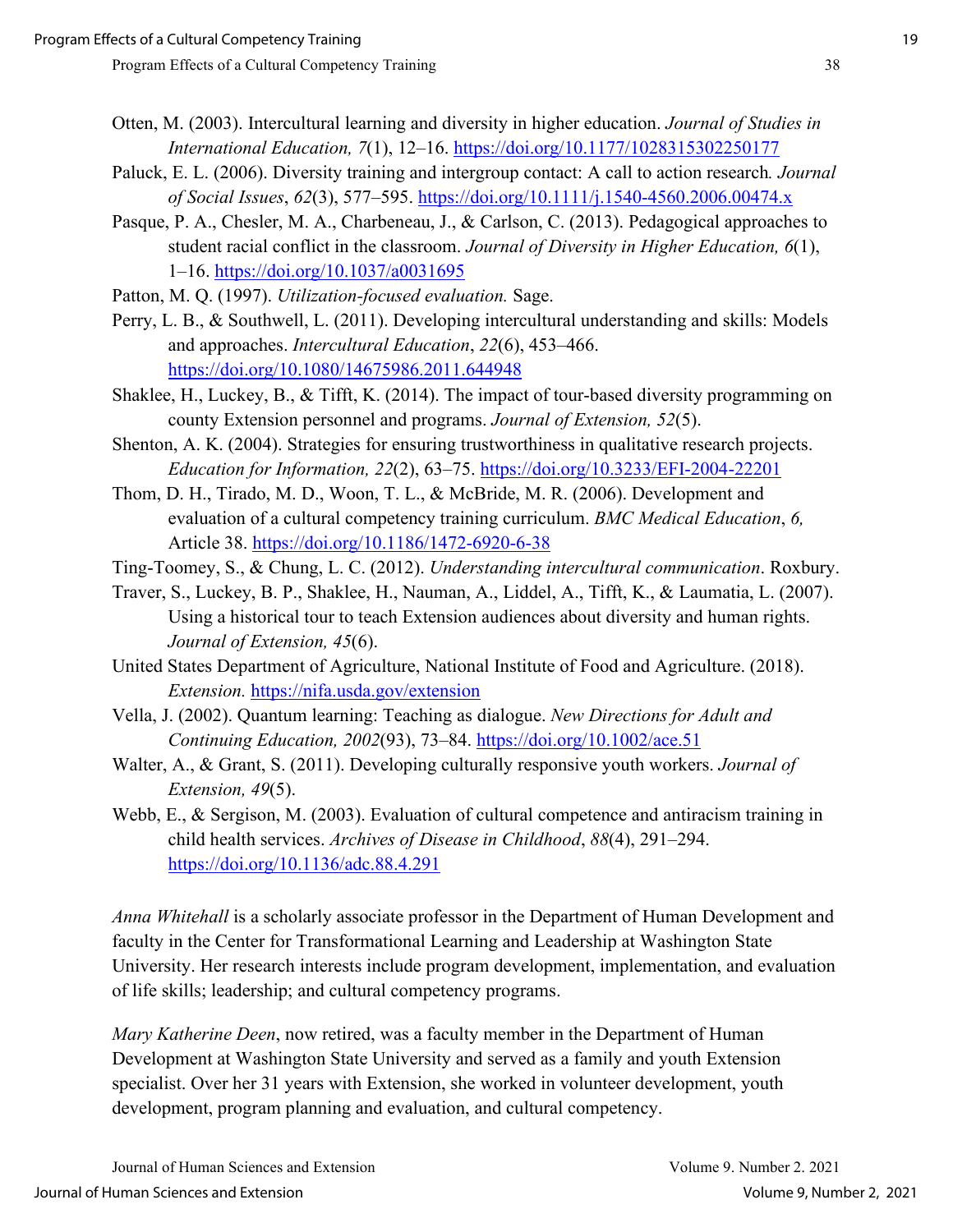Otten, M. (2003). Intercultural learning and diversity in higher education. *Journal of Studies in International Education, 7*(1), 12–16. https://doi.org/10.1177/1028315302250177

Paluck, E. L. (2006). Diversity training and intergroup contact: A call to action research*. Journal of Social Issues*, *62*(3), 577–595. https://doi.org/10.1111/j.1540-4560.2006.00474.x

Pasque, P. A., Chesler, M. A., Charbeneau, J., & Carlson, C. (2013). Pedagogical approaches to student racial conflict in the classroom. *Journal of Diversity in Higher Education, 6*(1), 1–16. https://doi.org/10.1037/a0031695

Patton, M. Q. (1997). *Utilization-focused evaluation.* Sage.

Perry, L. B., & Southwell, L. (2011). Developing intercultural understanding and skills: Models and approaches. *Intercultural Education*, *22*(6), 453–466. https://doi.org/10.1080/14675986.2011.644948

Shaklee, H., Luckey, B., & Tifft, K. (2014). The impact of tour-based diversity programming on county Extension personnel and programs. *Journal of Extension, 52*(5).

Shenton, A. K. (2004). Strategies for ensuring trustworthiness in qualitative research projects. *Education for Information, 22*(2), 63–75. https://doi.org/10.3233/EFI-2004-22201

Thom, D. H., Tirado, M. D., Woon, T. L., & McBride, M. R. (2006). Development and evaluation of a cultural competency training curriculum. *BMC Medical Education*, *6,* Article 38. https://doi.org/10.1186/1472-6920-6-38

Ting-Toomey, S., & Chung, L. C. (2012). *Understanding intercultural communication*. Roxbury.

Traver, S., Luckey, B. P., Shaklee, H., Nauman, A., Liddel, A., Tifft, K., & Laumatia, L. (2007). Using a historical tour to teach Extension audiences about diversity and human rights. *Journal of Extension, 45*(6).

United States Department of Agriculture, National Institute of Food and Agriculture. (2018). *Extension.* https://nifa.usda.gov/extension

Vella, J. (2002). Quantum learning: Teaching as dialogue. *New Directions for Adult and Continuing Education, 2002*(93), 73–84. https://doi.org/10.1002/ace.51

Walter, A., & Grant, S. (2011). Developing culturally responsive youth workers. *Journal of Extension, 49*(5).

Webb, E., & Sergison, M. (2003). Evaluation of cultural competence and antiracism training in child health services. *Archives of Disease in Childhood*, *88*(4), 291–294. https://doi.org/10.1136/adc.88.4.291

*Anna Whitehall* is a scholarly associate professor in the Department of Human Development and faculty in the Center for Transformational Learning and Leadership at Washington State University. Her research interests include program development, implementation, and evaluation of life skills; leadership; and cultural competency programs.

*Mary Katherine Deen*, now retired, was a faculty member in the Department of Human Development at Washington State University and served as a family and youth Extension specialist. Over her 31 years with Extension, she worked in volunteer development, youth development, program planning and evaluation, and cultural competency.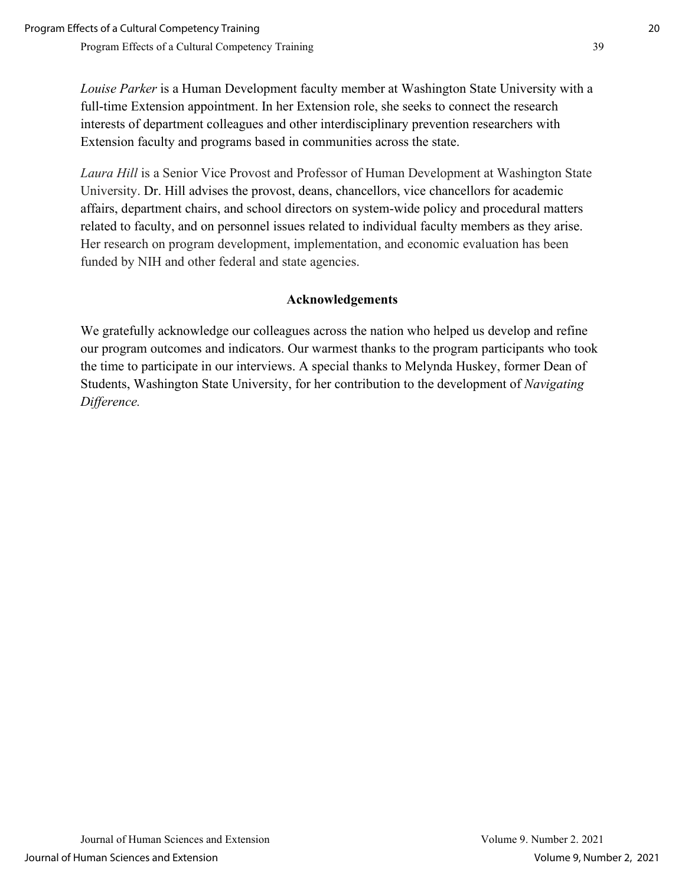*Louise Parker* is a Human Development faculty member at Washington State University with a full-time Extension appointment. In her Extension role, she seeks to connect the research interests of department colleagues and other interdisciplinary prevention researchers with Extension faculty and programs based in communities across the state.

*Laura Hill* is a Senior Vice Provost and Professor of Human Development at Washington State University. Dr. Hill advises the provost, deans, chancellors, vice chancellors for academic affairs, department chairs, and school directors on system-wide policy and procedural matters related to faculty, and on personnel issues related to individual faculty members as they arise. Her research on program development, implementation, and economic evaluation has been funded by NIH and other federal and state agencies.

## Acknowledgements

We gratefully acknowledge our colleagues across the nation who helped us develop and refine our program outcomes and indicators. Our warmest thanks to the program participants who took the time to participate in our interviews. A special thanks to Melynda Huskey, former Dean of Students, Washington State University, for her contribution to the development of *Navigating Difference.*